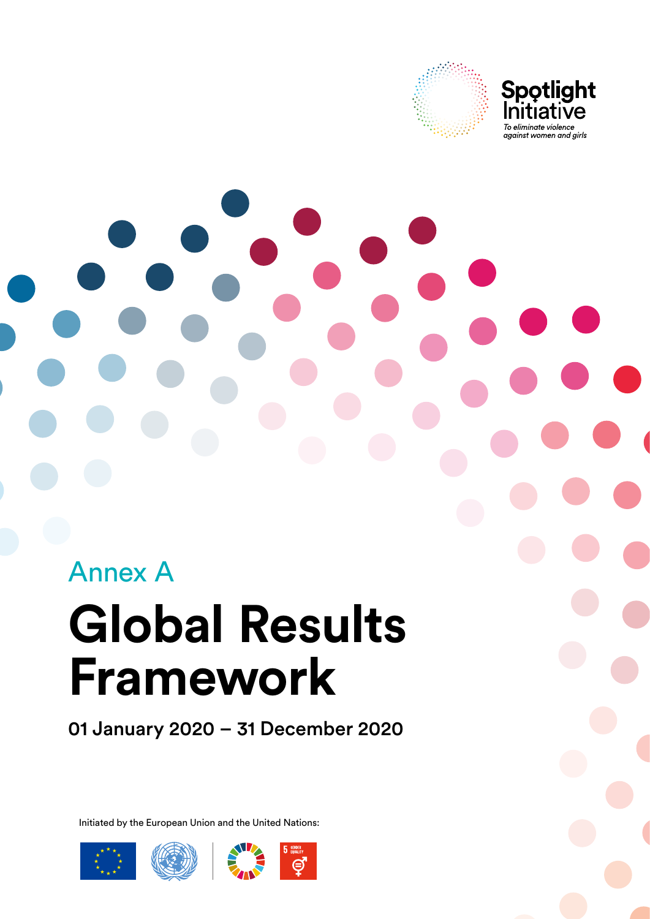Spotlight Initiative

*To eliminate violence against women and girls*

## Annex A

# Global Results Framework

**01 January 2020 – 31 December 2020**

Initiated by the European Union and the United Nations: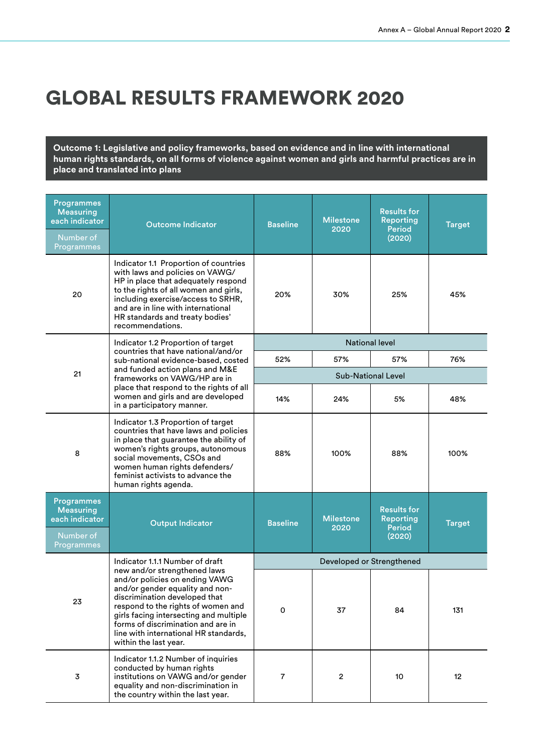# GLOBAL RESULTS FRAMEWORK 2020

**Outcome 1: Legislative and policy frameworks, based on evidence and in line with international human rights standards, on all forms of violence against women and girls and harmful practices are in place and translated into plans**

| Programmes Measuring each indicator / Number of Programmes | Outcome Indicator | Baseline | Milestone 2020 | Results for Reporting Period (2020) | Target |
|---|---|---|---|---|---|
| 20 | Indicator 1.1 Proportion of countries with laws and policies on VAWG/ HP in place that adequately respond to the rights of all women and girls, including exercise/access to SRHR, and are in line with international HR standards and treaty bodies' recommendations. | 20% | 30% | 25% | 45% |
| 21 | Indicator 1.2 Proportion of target countries that have national/and/or sub-national evidence-based, costed and funded action plans and M&E frameworks on VAWG/HP are in place that respond to the rights of all women and girls and are developed in a participatory manner. | National level | | | |
| | | 52% | 57% | 57% | 76% |
| | | Sub-National Level | | | |
| | | 14% | 24% | 5% | 48% |
| 8 | Indicator 1.3 Proportion of target countries that have laws and policies in place that guarantee the ability of women's rights groups, autonomous social movements, CSOs and women human rights defenders/ feminist activists to advance the human rights agenda. | 88% | 100% | 88% | 100% |

| Programmes Measuring each indicator / Number of Programmes | Output Indicator | Baseline | Milestone 2020 | Results for Reporting Period (2020) | Target |
|---|---|---|---|---|---|
| 23 | Indicator 1.1.1 Number of draft new and/or strengthened laws and/or policies on ending VAWG and/or gender equality and non-discrimination developed that respond to the rights of women and girls facing intersecting and multiple forms of discrimination and are in line with international HR standards, within the last year. | Developed or Strengthened | | | |
| | | 0 | 37 | 84 | 131 |
| 3 | Indicator 1.1.2 Number of inquiries conducted by human rights institutions on VAWG and/or gender equality and non-discrimination in the country within the last year. | 7 | 2 | 10 | 12 |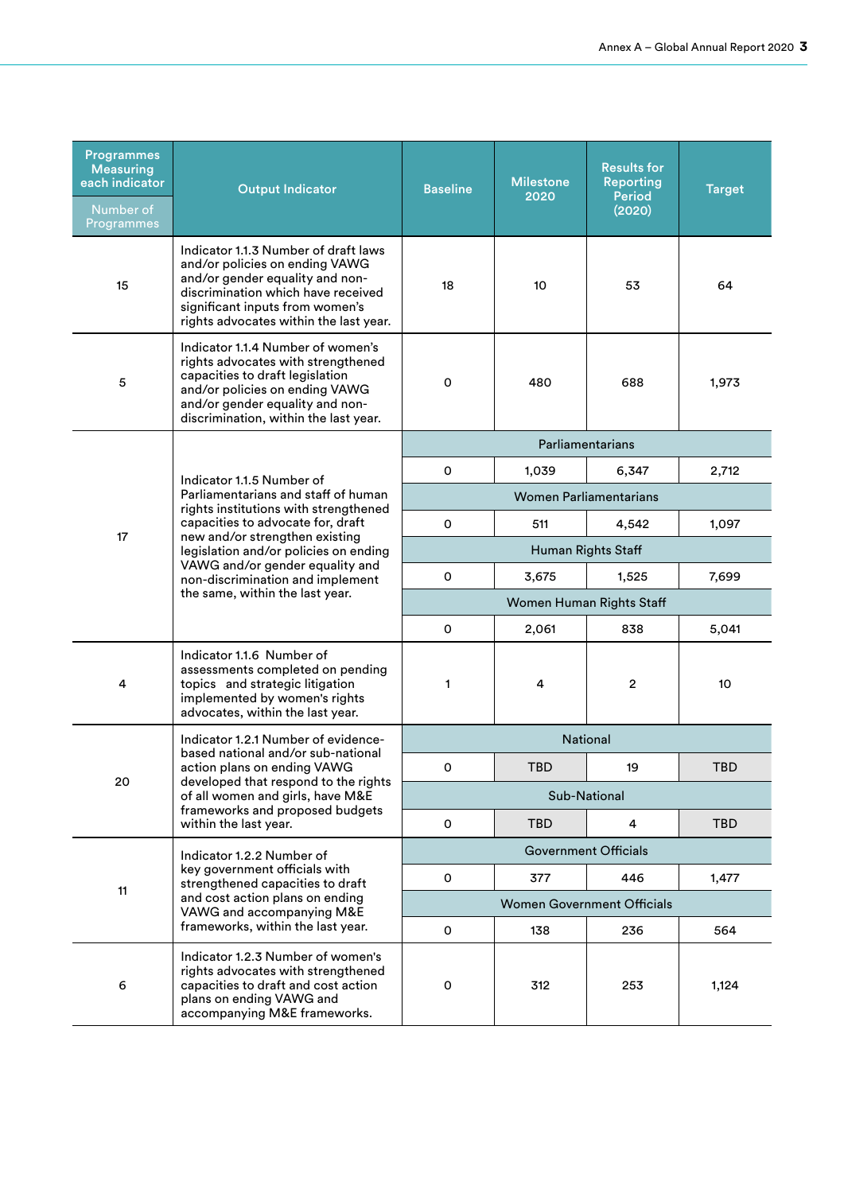| Programmes Measuring each indicator<br>Number of Programmes | Output Indicator | Baseline | Milestone 2020 | Results for Reporting Period (2020) | Target |
|---|---|---|---|---|---|
| 15 | Indicator 1.1.3 Number of draft laws and/or policies on ending VAWG and/or gender equality and non-discrimination which have received significant inputs from women's rights advocates within the last year. | 18 | 10 | 53 | 64 |
| 5 | Indicator 1.1.4 Number of women's rights advocates with strengthened capacities to draft legislation and/or policies on ending VAWG and/or gender equality and non-discrimination, within the last year. | 0 | 480 | 688 | 1,973 |
| 17 | Indicator 1.1.5 Number of Parliamentarians and staff of human rights institutions with strengthened capacities to advocate for, draft new and/or strengthen existing legislation and/or policies on ending VAWG and/or gender equality and non-discrimination and implement the same, within the last year. | Parliamentarians | | | |
| | | 0 | 1,039 | 6,347 | 2,712 |
| | | Women Parliamentarians | | | |
| | | 0 | 511 | 4,542 | 1,097 |
| | | Human Rights Staff | | | |
| | | 0 | 3,675 | 1,525 | 7,699 |
| | | Women Human Rights Staff | | | |
| | | 0 | 2,061 | 838 | 5,041 |
| 4 | Indicator 1.1.6 Number of assessments completed on pending topics and strategic litigation implemented by women's rights advocates, within the last year. | 1 | 4 | 2 | 10 |
| 20 | Indicator 1.2.1 Number of evidence-based national and/or sub-national action plans on ending VAWG developed that respond to the rights of all women and girls, have M&E frameworks and proposed budgets within the last year. | National | | | |
| | | 0 | TBD | 19 | TBD |
| | | Sub-National | | | |
| | | 0 | TBD | 4 | TBD |
| 11 | Indicator 1.2.2 Number of key government officials with strengthened capacities to draft and cost action plans on ending VAWG and accompanying M&E frameworks, within the last year. | Government Officials | | | |
| | | 0 | 377 | 446 | 1,477 |
| | | Women Government Officials | | | |
| | | 0 | 138 | 236 | 564 |
| 6 | Indicator 1.2.3 Number of women's rights advocates with strengthened capacities to draft and cost action plans on ending VAWG and accompanying M&E frameworks. | 0 | 312 | 253 | 1,124 |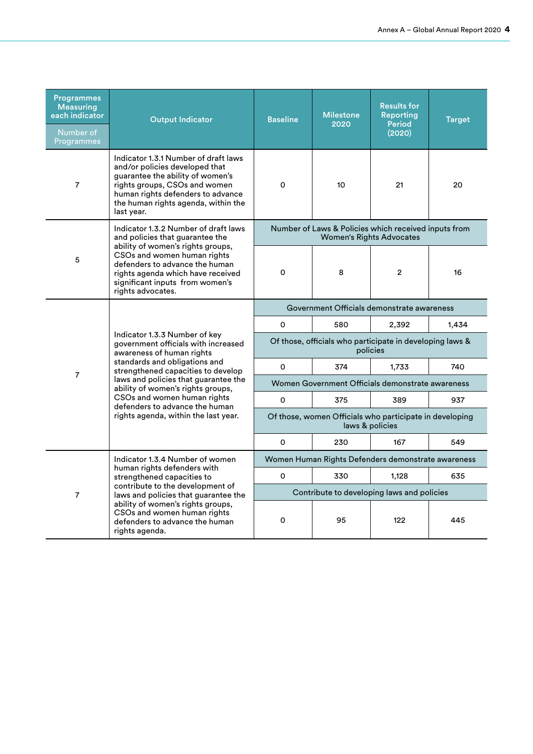| Programmes Measuring each indicator<br>Number of Programmes | Output Indicator | Baseline | Milestone 2020 | Results for Reporting Period (2020) | Target |
|---|---|---|---|---|---|
| 7 | Indicator 1.3.1 Number of draft laws and/or policies developed that guarantee the ability of women's rights groups, CSOs and women human rights defenders to advance the human rights agenda, within the last year. | 0 | 10 | 21 | 20 |
| 5 | Indicator 1.3.2 Number of draft laws and policies that guarantee the ability of women's rights groups, CSOs and women human rights defenders to advance the human rights agenda which have received significant inputs from women's rights advocates. | Number of Laws & Policies which received inputs from Women's Rights Advocates | | | |
| | | 0 | 8 | 2 | 16 |
| 7 | Indicator 1.3.3 Number of key government officials with increased awareness of human rights standards and obligations and strengthened capacities to develop laws and policies that guarantee the ability of women's rights groups, CSOs and women human rights defenders to advance the human rights agenda, within the last year. | Government Officials demonstrate awareness | | | |
| | | 0 | 580 | 2,392 | 1,434 |
| | | Of those, officials who participate in developing laws & policies | | | |
| | | 0 | 374 | 1,733 | 740 |
| | | Women Government Officials demonstrate awareness | | | |
| | | 0 | 375 | 389 | 937 |
| | | Of those, women Officials who participate in developing laws & policies | | | |
| | | 0 | 230 | 167 | 549 |
| 7 | Indicator 1.3.4 Number of women human rights defenders with strengthened capacities to contribute to the development of laws and policies that guarantee the ability of women's rights groups, CSOs and women human rights defenders to advance the human rights agenda. | Women Human Rights Defenders demonstrate awareness | | | |
| | | 0 | 330 | 1,128 | 635 |
| | | Contribute to developing laws and policies | | | |
| | | 0 | 95 | 122 | 445 |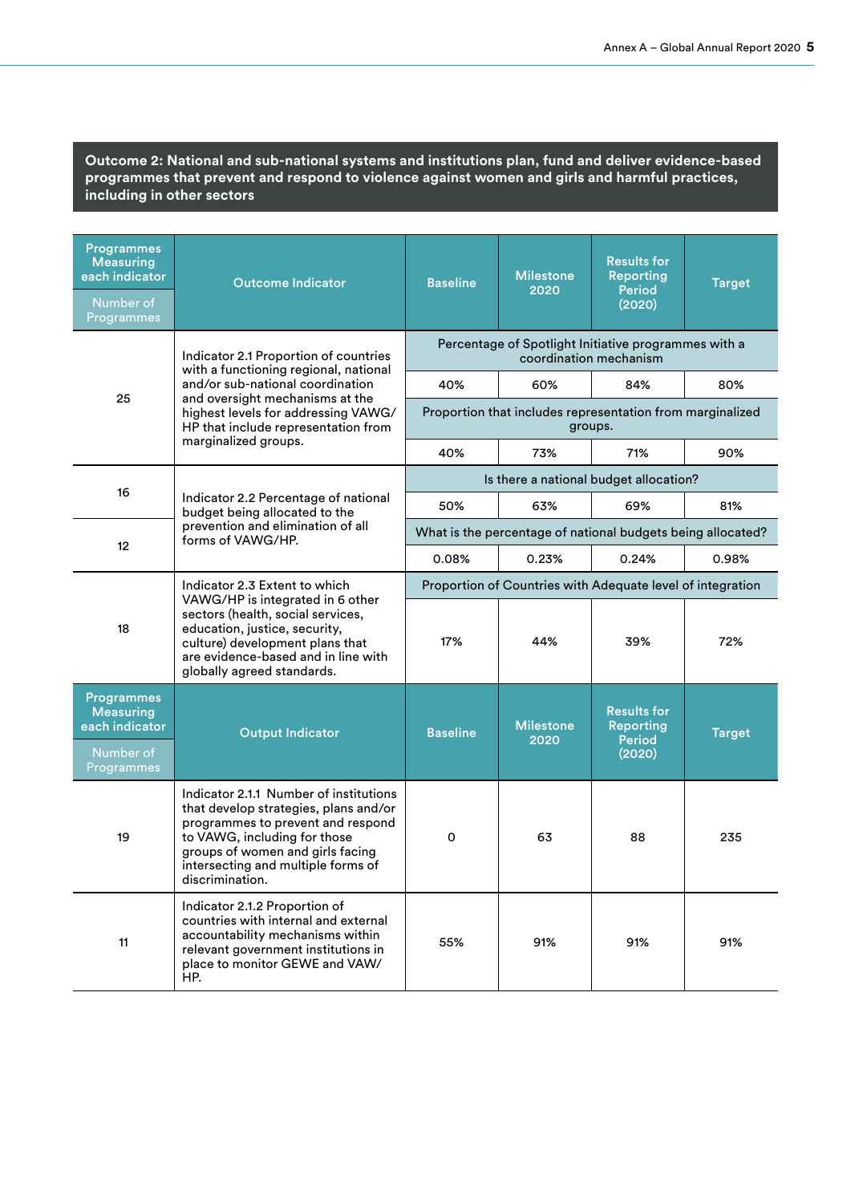**Outcome 2: National and sub-national systems and institutions plan, fund and deliver evidence-based programmes that prevent and respond to violence against women and girls and harmful practices, including in other sectors**

| Programmes Measuring each indicator<br>Number of Programmes | Outcome Indicator | Baseline | Milestone 2020 | Results for Reporting Period (2020) | Target |
|---|---|---|---|---|---|
| 25 | Indicator 2.1 Proportion of countries with a functioning regional, national and/or sub-national coordination and oversight mechanisms at the highest levels for addressing VAWG/HP that include representation from marginalized groups. | Percentage of Spotlight Initiative programmes with a coordination mechanism | | | |
| | | 40% | 60% | 84% | 80% |
| | | Proportion that includes representation from marginalized groups. | | | |
| | | 40% | 73% | 71% | 90% |
| 16 | Indicator 2.2 Percentage of national budget being allocated to the prevention and elimination of all forms of VAWG/HP. | Is there a national budget allocation? | | | |
| | | 50% | 63% | 69% | 81% |
| 12 | | What is the percentage of national budgets being allocated? | | | |
| | | 0.08% | 0.23% | 0.24% | 0.98% |
| 18 | Indicator 2.3 Extent to which VAWG/HP is integrated in 6 other sectors (health, social services, education, justice, security, culture) development plans that are evidence-based and in line with globally agreed standards. | Proportion of Countries with Adequate level of integration | | | |
| | | 17% | 44% | 39% | 72% |

| Programmes Measuring each indicator<br>Number of Programmes | Output Indicator | Baseline | Milestone 2020 | Results for Reporting Period (2020) | Target |
|---|---|---|---|---|---|
| 19 | Indicator 2.1.1 Number of institutions that develop strategies, plans and/or programmes to prevent and respond to VAWG, including for those groups of women and girls facing intersecting and multiple forms of discrimination. | 0 | 63 | 88 | 235 |
| 11 | Indicator 2.1.2 Proportion of countries with internal and external accountability mechanisms within relevant government institutions in place to monitor GEWE and VAW/HP. | 55% | 91% | 91% | 91% |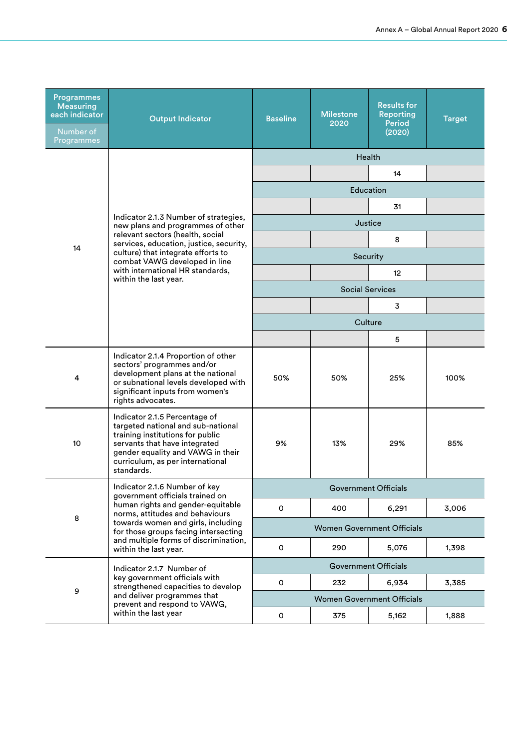| Programmes Measuring each indicator<br>Number of Programmes | Output Indicator | Baseline | Milestone 2020 | Results for Reporting Period (2020) | Target |
|---|---|---|---|---|---|
| 14 | Indicator 2.1.3 Number of strategies, new plans and programmes of other relevant sectors (health, social services, education, justice, security, culture) that integrate efforts to combat VAWG developed in line with international HR standards, within the last year. | Health | | | |
| | | | | 14 | |
| | | Education | | | |
| | | | | 31 | |
| | | Justice | | | |
| | | | | 8 | |
| | | Security | | | |
| | | | | 12 | |
| | | Social Services | | | |
| | | | | 3 | |
| | | Culture | | | |
| | | | | 5 | |
| 4 | Indicator 2.1.4 Proportion of other sectors' programmes and/or development plans at the national or subnational levels developed with significant inputs from women's rights advocates. | 50% | 50% | 25% | 100% |
| 10 | Indicator 2.1.5 Percentage of targeted national and sub-national training institutions for public servants that have integrated gender equality and VAWG in their curriculum, as per international standards. | 9% | 13% | 29% | 85% |
| 8 | Indicator 2.1.6 Number of key government officials trained on human rights and gender-equitable norms, attitudes and behaviours towards women and girls, including for those groups facing intersecting and multiple forms of discrimination, within the last year. | Government Officials | | | |
| | | 0 | 400 | 6,291 | 3,006 |
| | | Women Government Officials | | | |
| | | 0 | 290 | 5,076 | 1,398 |
| 9 | Indicator 2.1.7 Number of key government officials with strengthened capacities to develop and deliver programmes that prevent and respond to VAWG, within the last year | Government Officials | | | |
| | | 0 | 232 | 6,934 | 3,385 |
| | | Women Government Officials | | | |
| | | 0 | 375 | 5,162 | 1,888 |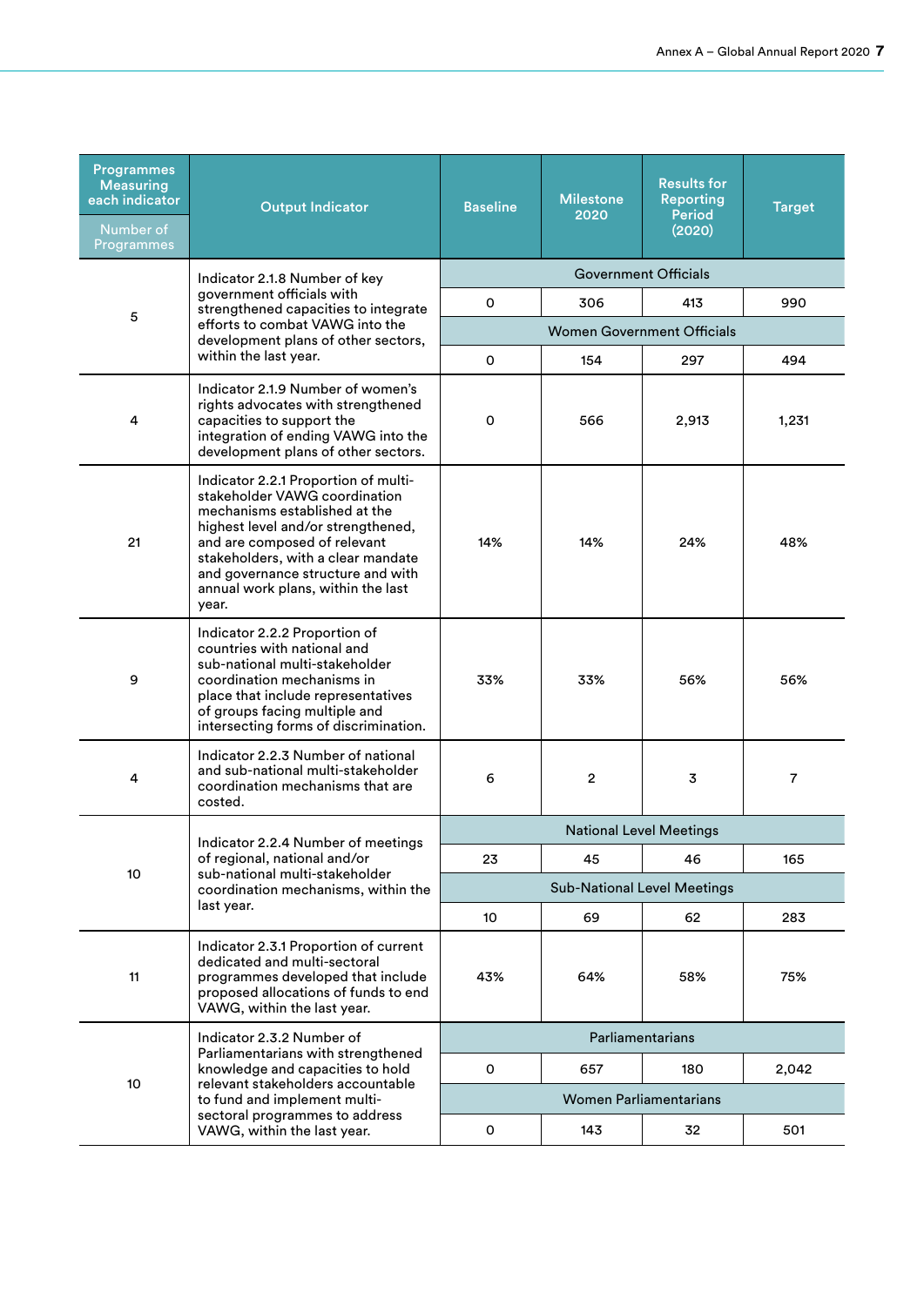| Programmes Measuring each indicator<br>Number of Programmes | Output Indicator | Baseline | Milestone 2020 | Results for Reporting Period (2020) | Target |
|---|---|---|---|---|---|
| 5 | Indicator 2.1.8 Number of key government officials with strengthened capacities to integrate efforts to combat VAWG into the development plans of other sectors, within the last year. | Government Officials | | | |
| | | 0 | 306 | 413 | 990 |
| | | Women Government Officials | | | |
| | | 0 | 154 | 297 | 494 |
| 4 | Indicator 2.1.9 Number of women's rights advocates with strengthened capacities to support the integration of ending VAWG into the development plans of other sectors. | 0 | 566 | 2,913 | 1,231 |
| 21 | Indicator 2.2.1 Proportion of multi-stakeholder VAWG coordination mechanisms established at the highest level and/or strengthened, and are composed of relevant stakeholders, with a clear mandate and governance structure and with annual work plans, within the last year. | 14% | 14% | 24% | 48% |
| 9 | Indicator 2.2.2 Proportion of countries with national and sub-national multi-stakeholder coordination mechanisms in place that include representatives of groups facing multiple and intersecting forms of discrimination. | 33% | 33% | 56% | 56% |
| 4 | Indicator 2.2.3 Number of national and sub-national multi-stakeholder coordination mechanisms that are costed. | 6 | 2 | 3 | 7 |
| 10 | Indicator 2.2.4 Number of meetings of regional, national and/or sub-national multi-stakeholder coordination mechanisms, within the last year. | National Level Meetings | | | |
| | | 23 | 45 | 46 | 165 |
| | | Sub-National Level Meetings | | | |
| | | 10 | 69 | 62 | 283 |
| 11 | Indicator 2.3.1 Proportion of current dedicated and multi-sectoral programmes developed that include proposed allocations of funds to end VAWG, within the last year. | 43% | 64% | 58% | 75% |
| 10 | Indicator 2.3.2 Number of Parliamentarians with strengthened knowledge and capacities to hold relevant stakeholders accountable to fund and implement multi-sectoral programmes to address VAWG, within the last year. | Parliamentarians | | | |
| | | 0 | 657 | 180 | 2,042 |
| | | Women Parliamentarians | | | |
| | | 0 | 143 | 32 | 501 |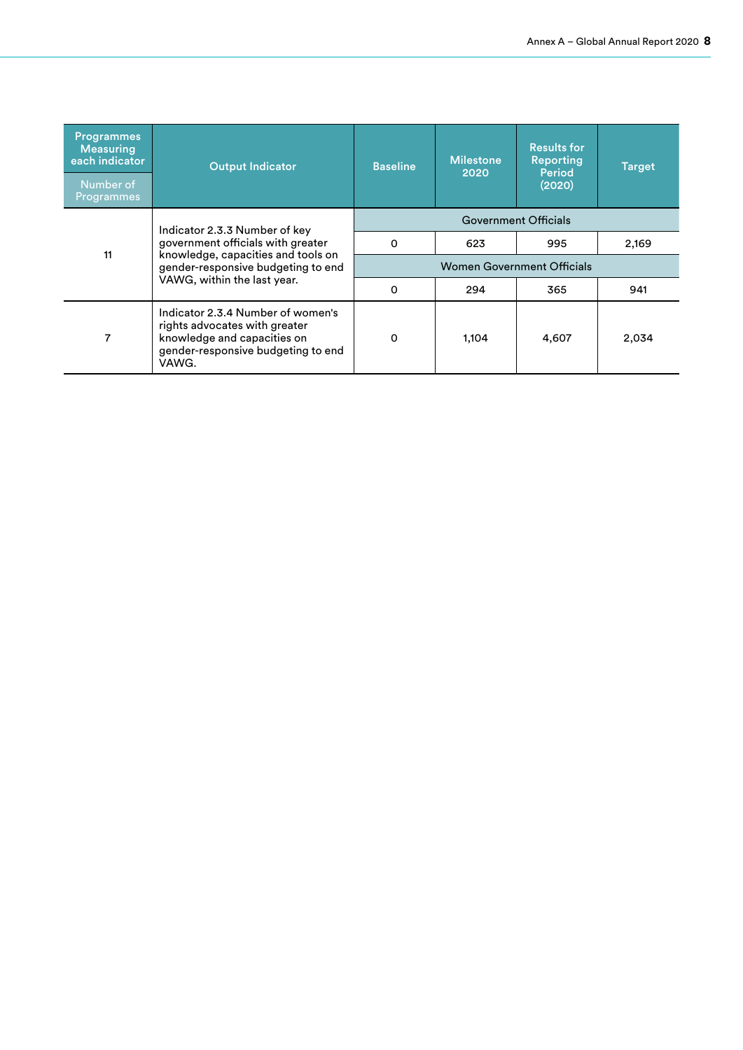| Programmes Measuring each indicator<br>Number of Programmes | Output Indicator | Baseline | Milestone 2020 | Results for Reporting Period (2020) | Target |
|---|---|---|---|---|---|
| 11 | Indicator 2.3.3 Number of key government officials with greater knowledge, capacities and tools on gender-responsive budgeting to end VAWG, within the last year. | Government Officials | | | |
| | | 0 | 623 | 995 | 2,169 |
| | | Women Government Officials | | | |
| | | 0 | 294 | 365 | 941 |
| 7 | Indicator 2.3.4 Number of women's rights advocates with greater knowledge and capacities on gender-responsive budgeting to end VAWG. | 0 | 1,104 | 4,607 | 2,034 |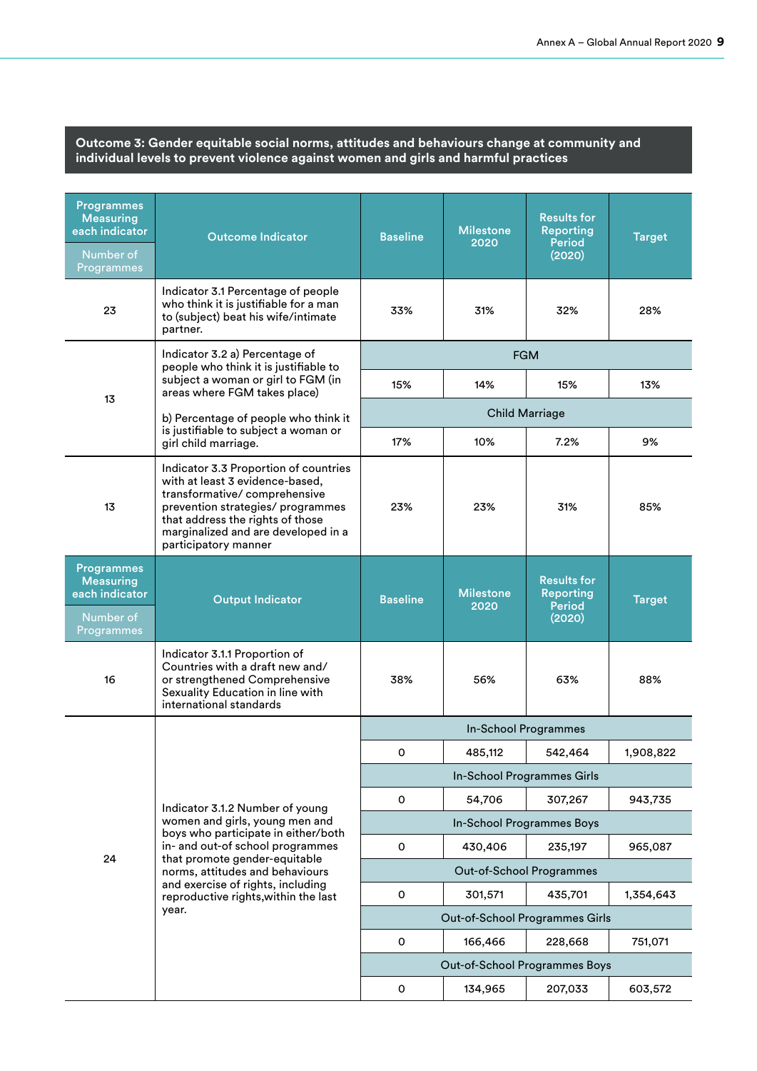**Outcome 3: Gender equitable social norms, attitudes and behaviours change at community and individual levels to prevent violence against women and girls and harmful practices**

| Programmes Measuring each indicator<br>Number of Programmes | Outcome Indicator | Baseline | Milestone 2020 | Results for Reporting Period (2020) | Target |
|---|---|---|---|---|---|
| 23 | Indicator 3.1 Percentage of people who think it is justifiable for a man to (subject) beat his wife/intimate partner. | 33% | 31% | 32% | 28% |
| 13 | Indicator 3.2 a) Percentage of people who think it is justifiable to subject a woman or girl to FGM (in areas where FGM takes place)<br><br>b) Percentage of people who think it is justifiable to subject a woman or girl child marriage. | FGM | | | |
| | | 15% | 14% | 15% | 13% |
| | | Child Marriage | | | |
| | | 17% | 10% | 7.2% | 9% |
| 13 | Indicator 3.3 Proportion of countries with at least 3 evidence-based, transformative/ comprehensive prevention strategies/ programmes that address the rights of those marginalized and are developed in a participatory manner | 23% | 23% | 31% | 85% |

| Programmes Measuring each indicator<br>Number of Programmes | Output Indicator | Baseline | Milestone 2020 | Results for Reporting Period (2020) | Target |
|---|---|---|---|---|---|
| 16 | Indicator 3.1.1 Proportion of Countries with a draft new and/ or strengthened Comprehensive Sexuality Education in line with international standards | 38% | 56% | 63% | 88% |
| 24 | Indicator 3.1.2 Number of young women and girls, young men and boys who participate in either/both in- and out-of school programmes that promote gender-equitable norms, attitudes and behaviours and exercise of rights, including reproductive rights,within the last year. | In-School Programmes | | | |
| | | 0 | 485,112 | 542,464 | 1,908,822 |
| | | In-School Programmes Girls | | | |
| | | 0 | 54,706 | 307,267 | 943,735 |
| | | In-School Programmes Boys | | | |
| | | 0 | 430,406 | 235,197 | 965,087 |
| | | Out-of-School Programmes | | | |
| | | 0 | 301,571 | 435,701 | 1,354,643 |
| | | Out-of-School Programmes Girls | | | |
| | | 0 | 166,466 | 228,668 | 751,071 |
| | | Out-of-School Programmes Boys | | | |
| | | 0 | 134,965 | 207,033 | 603,572 |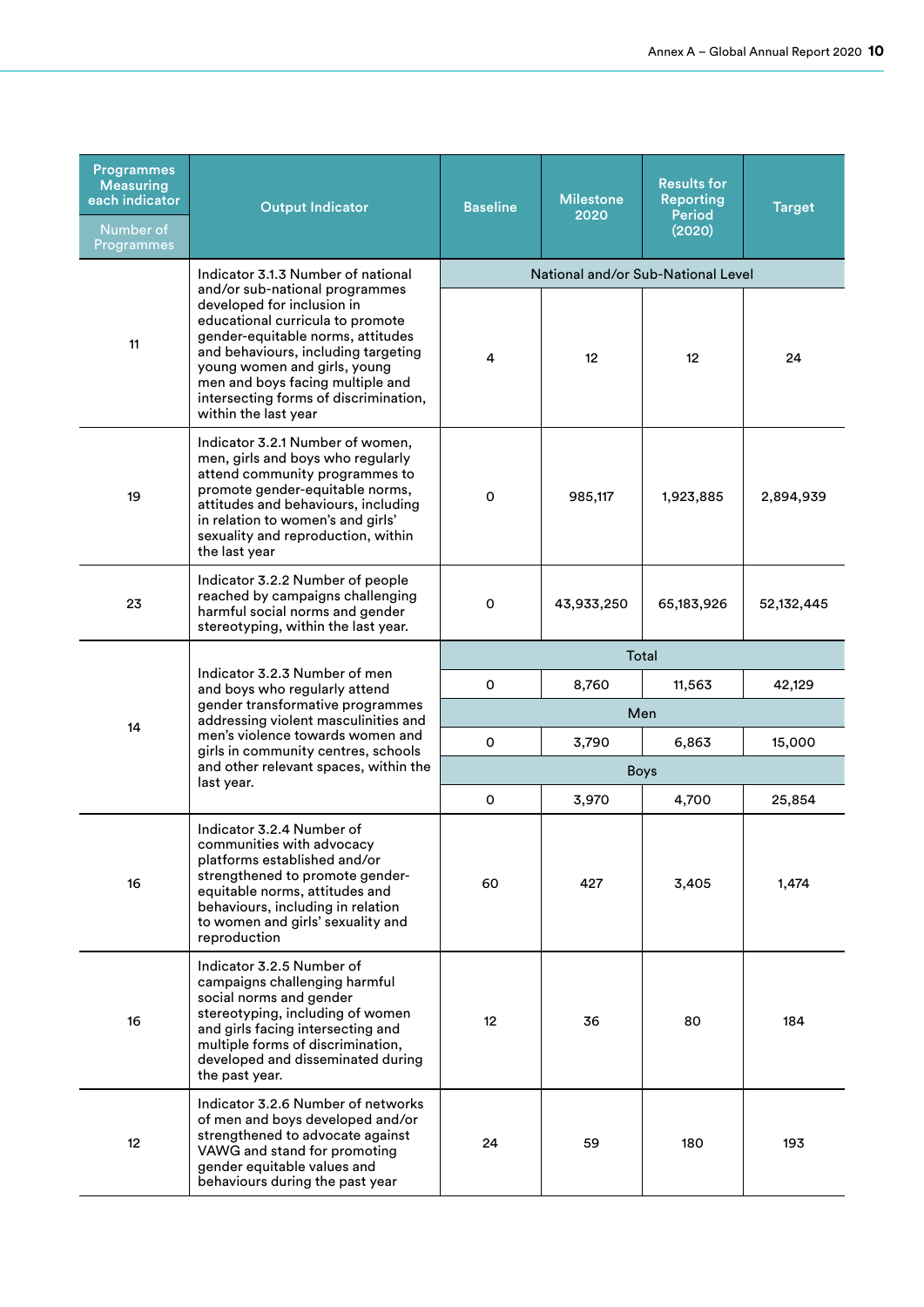| Programmes Measuring each indicator<br>Number of Programmes | Output Indicator | Baseline | Milestone 2020 | Results for Reporting Period (2020) | Target |
|---|---|---|---|---|---|
| | | National and/or Sub-National Level | | | |
| 11 | Indicator 3.1.3 Number of national and/or sub-national programmes developed for inclusion in educational curricula to promote gender-equitable norms, attitudes and behaviours, including targeting young women and girls, young men and boys facing multiple and intersecting forms of discrimination, within the last year | 4 | 12 | 12 | 24 |
| 19 | Indicator 3.2.1 Number of women, men, girls and boys who regularly attend community programmes to promote gender-equitable norms, attitudes and behaviours, including in relation to women's and girls' sexuality and reproduction, within the last year | 0 | 985,117 | 1,923,885 | 2,894,939 |
| 23 | Indicator 3.2.2 Number of people reached by campaigns challenging harmful social norms and gender stereotyping, within the last year. | 0 | 43,933,250 | 65,183,926 | 52,132,445 |
| 14 | Indicator 3.2.3 Number of men and boys who regularly attend gender transformative programmes addressing violent masculinities and men's violence towards women and girls in community centres, schools and other relevant spaces, within the last year. | Total | | | |
| | | 0 | 8,760 | 11,563 | 42,129 |
| | | Men | | | |
| | | 0 | 3,790 | 6,863 | 15,000 |
| | | Boys | | | |
| | | 0 | 3,970 | 4,700 | 25,854 |
| 16 | Indicator 3.2.4 Number of communities with advocacy platforms established and/or strengthened to promote gender-equitable norms, attitudes and behaviours, including in relation to women and girls' sexuality and reproduction | 60 | 427 | 3,405 | 1,474 |
| 16 | Indicator 3.2.5 Number of campaigns challenging harmful social norms and gender stereotyping, including of women and girls facing intersecting and multiple forms of discrimination, developed and disseminated during the past year. | 12 | 36 | 80 | 184 |
| 12 | Indicator 3.2.6 Number of networks of men and boys developed and/or strengthened to advocate against VAWG and stand for promoting gender equitable values and behaviours during the past year | 24 | 59 | 180 | 193 |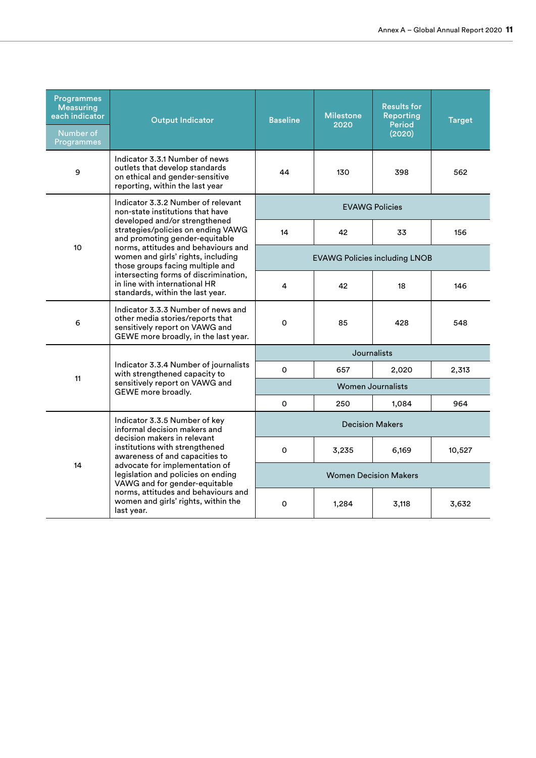| Programmes Measuring each indicator<br>Number of Programmes | Output Indicator | Baseline | Milestone 2020 | Results for Reporting Period (2020) | Target |
|---|---|---|---|---|---|
| 9 | Indicator 3.3.1 Number of news outlets that develop standards on ethical and gender-sensitive reporting, within the last year | 44 | 130 | 398 | 562 |
| 10 | Indicator 3.3.2 Number of relevant non-state institutions that have developed and/or strengthened strategies/policies on ending VAWG and promoting gender-equitable norms, attitudes and behaviours and women and girls' rights, including those groups facing multiple and intersecting forms of discrimination, in line with international HR standards, within the last year. | EVAWG Policies | | | |
| | | 14 | 42 | 33 | 156 |
| | | EVAWG Policies including LNOB | | | |
| | | 4 | 42 | 18 | 146 |
| 6 | Indicator 3.3.3 Number of news and other media stories/reports that sensitively report on VAWG and GEWE more broadly, in the last year. | 0 | 85 | 428 | 548 |
| 11 | Indicator 3.3.4 Number of journalists with strengthened capacity to sensitively report on VAWG and GEWE more broadly. | Journalists | | | |
| | | 0 | 657 | 2,020 | 2,313 |
| | | Women Journalists | | | |
| | | 0 | 250 | 1,084 | 964 |
| 14 | Indicator 3.3.5 Number of key informal decision makers and decision makers in relevant institutions with strengthened awareness of and capacities to advocate for implementation of legislation and policies on ending VAWG and for gender-equitable norms, attitudes and behaviours and women and girls' rights, within the last year. | Decision Makers | | | |
| | | 0 | 3,235 | 6,169 | 10,527 |
| | | Women Decision Makers | | | |
| | | 0 | 1,284 | 3,118 | 3,632 |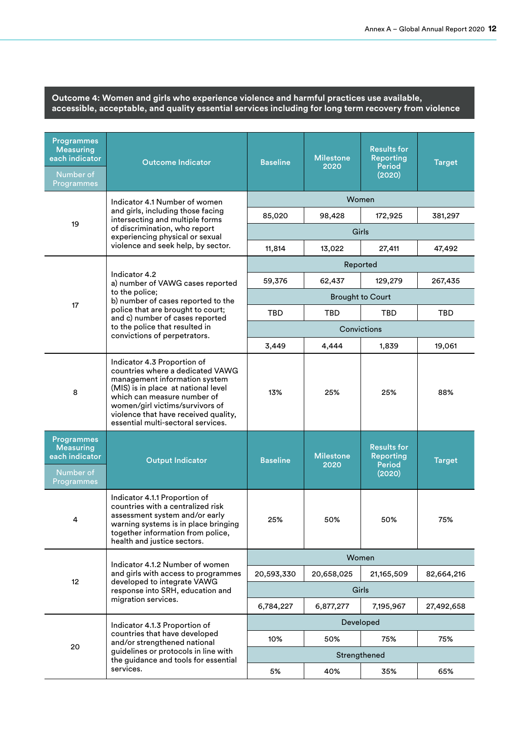## Outcome 4: Women and girls who experience violence and harmful practices use available, accessible, acceptable, and quality essential services including for long term recovery from violence

| Programmes Measuring each indicator / Number of Programmes | Outcome Indicator | Baseline | Milestone 2020 | Results for Reporting Period (2020) | Target |
|---|---|---|---|---|---|
| 19 | Indicator 4.1 Number of women and girls, including those facing intersecting and multiple forms of discrimination, who report experiencing physical or sexual violence and seek help, by sector. | Women | | | |
| | | 85,020 | 98,428 | 172,925 | 381,297 |
| | | Girls | | | |
| | | 11,814 | 13,022 | 27,411 | 47,492 |
| 17 | Indicator 4.2 a) number of VAWG cases reported to the police; b) number of cases reported to the police that are brought to court; and c) number of cases reported to the police that resulted in convictions of perpetrators. | Reported | | | |
| | | 59,376 | 62,437 | 129,279 | 267,435 |
| | | Brought to Court | | | |
| | | TBD | TBD | TBD | TBD |
| | | Convictions | | | |
| | | 3,449 | 4,444 | 1,839 | 19,061 |
| 8 | Indicator 4.3 Proportion of countries where a dedicated VAWG management information system (MIS) is in place at national level which can measure number of women/girl victims/survivors of violence that have received quality, essential multi-sectoral services. | 13% | 25% | 25% | 88% |

| Programmes Measuring each indicator / Number of Programmes | Output Indicator | Baseline | Milestone 2020 | Results for Reporting Period (2020) | Target |
|---|---|---|---|---|---|
| 4 | Indicator 4.1.1 Proportion of countries with a centralized risk assessment system and/or early warning systems is in place bringing together information from police, health and justice sectors. | 25% | 50% | 50% | 75% |
| 12 | Indicator 4.1.2 Number of women and girls with access to programmes developed to integrate VAWG response into SRH, education and migration services. | Women | | | |
| | | 20,593,330 | 20,658,025 | 21,165,509 | 82,664,216 |
| | | Girls | | | |
| | | 6,784,227 | 6,877,277 | 7,195,967 | 27,492,658 |
| 20 | Indicator 4.1.3 Proportion of countries that have developed and/or strengthened national guidelines or protocols in line with the guidance and tools for essential services. | Developed | | | |
| | | 10% | 50% | 75% | 75% |
| | | Strengthened | | | |
| | | 5% | 40% | 35% | 65% |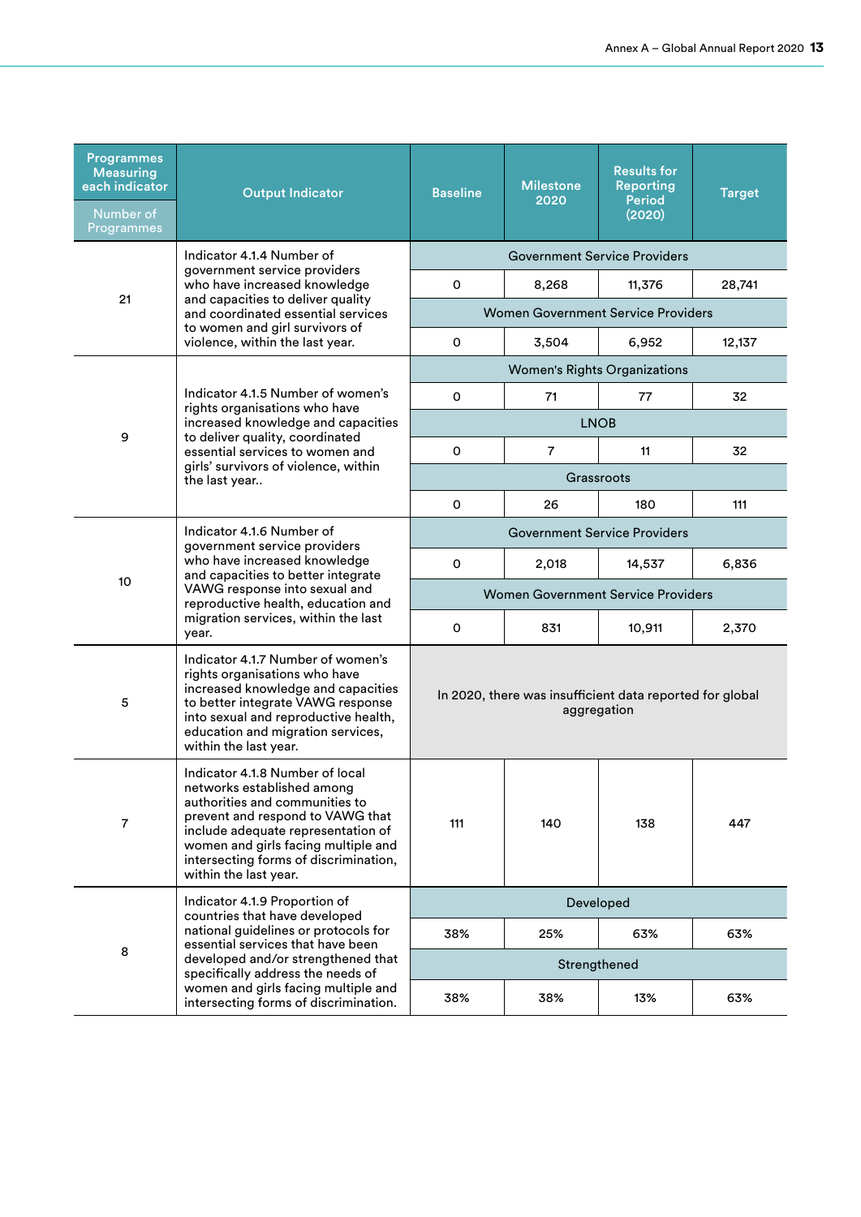| Programmes Measuring each indicator<br>Number of Programmes | Output Indicator | Baseline | Milestone 2020 | Results for Reporting Period (2020) | Target |
|---|---|---|---|---|---|
| 21 | Indicator 4.1.4 Number of government service providers who have increased knowledge and capacities to deliver quality and coordinated essential services to women and girl survivors of violence, within the last year. | Government Service Providers | | | |
| | | 0 | 8,268 | 11,376 | 28,741 |
| | | Women Government Service Providers | | | |
| | | 0 | 3,504 | 6,952 | 12,137 |
| 9 | Indicator 4.1.5 Number of women's rights organisations who have increased knowledge and capacities to deliver quality, coordinated essential services to women and girls' survivors of violence, within the last year.. | Women's Rights Organizations | | | |
| | | 0 | 71 | 77 | 32 |
| | | LNOB | | | |
| | | 0 | 7 | 11 | 32 |
| | | Grassroots | | | |
| | | 0 | 26 | 180 | 111 |
| 10 | Indicator 4.1.6 Number of government service providers who have increased knowledge and capacities to better integrate VAWG response into sexual and reproductive health, education and migration services, within the last year. | Government Service Providers | | | |
| | | 0 | 2,018 | 14,537 | 6,836 |
| | | Women Government Service Providers | | | |
| | | 0 | 831 | 10,911 | 2,370 |
| 5 | Indicator 4.1.7 Number of women's rights organisations who have increased knowledge and capacities to better integrate VAWG response into sexual and reproductive health, education and migration services, within the last year. | In 2020, there was insufficient data reported for global aggregation | | | |
| 7 | Indicator 4.1.8 Number of local networks established among authorities and communities to prevent and respond to VAWG that include adequate representation of women and girls facing multiple and intersecting forms of discrimination, within the last year. | 111 | 140 | 138 | 447 |
| 8 | Indicator 4.1.9 Proportion of countries that have developed national guidelines or protocols for essential services that have been developed and/or strengthened that specifically address the needs of women and girls facing multiple and intersecting forms of discrimination. | Developed | | | |
| | | 38% | 25% | 63% | 63% |
| | | Strengthened | | | |
| | | 38% | 38% | 13% | 63% |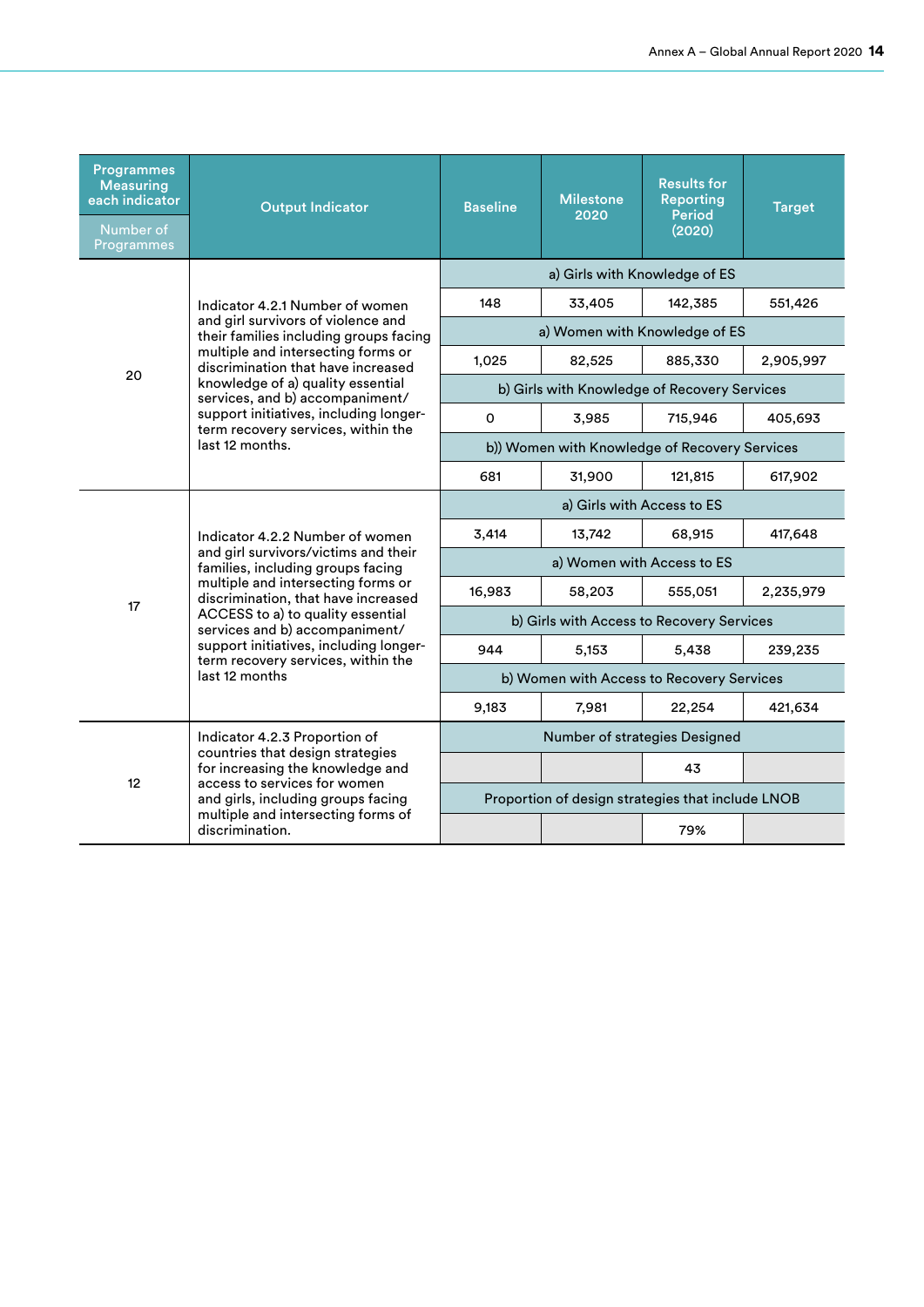| Programmes Measuring each indicator<br>Number of Programmes | Output Indicator | Baseline | Milestone 2020 | Results for Reporting Period (2020) | Target |
|---|---|---|---|---|---|
| 20 | Indicator 4.2.1 Number of women and girl survivors of violence and their families including groups facing multiple and intersecting forms or discrimination that have increased knowledge of a) quality essential services, and b) accompaniment/ support initiatives, including longer-term recovery services, within the last 12 months. | a) Girls with Knowledge of ES | | | |
| | | 148 | 33,405 | 142,385 | 551,426 |
| | | a) Women with Knowledge of ES | | | |
| | | 1,025 | 82,525 | 885,330 | 2,905,997 |
| | | b) Girls with Knowledge of Recovery Services | | | |
| | | 0 | 3,985 | 715,946 | 405,693 |
| | | b)) Women with Knowledge of Recovery Services | | | |
| | | 681 | 31,900 | 121,815 | 617,902 |
| 17 | Indicator 4.2.2 Number of women and girl survivors/victims and their families, including groups facing multiple and intersecting forms or discrimination, that have increased ACCESS to a) to quality essential services and b) accompaniment/ support initiatives, including longer-term recovery services, within the last 12 months | a) Girls with Access to ES | | | |
| | | 3,414 | 13,742 | 68,915 | 417,648 |
| | | a) Women with Access to ES | | | |
| | | 16,983 | 58,203 | 555,051 | 2,235,979 |
| | | b) Girls with Access to Recovery Services | | | |
| | | 944 | 5,153 | 5,438 | 239,235 |
| | | b) Women with Access to Recovery Services | | | |
| | | 9,183 | 7,981 | 22,254 | 421,634 |
| 12 | Indicator 4.2.3 Proportion of countries that design strategies for increasing the knowledge and access to services for women and girls, including groups facing multiple and intersecting forms of discrimination. | Number of strategies Designed | | | |
| | | | | 43 | |
| | | Proportion of design strategies that include LNOB | | | |
| | | | | 79% | |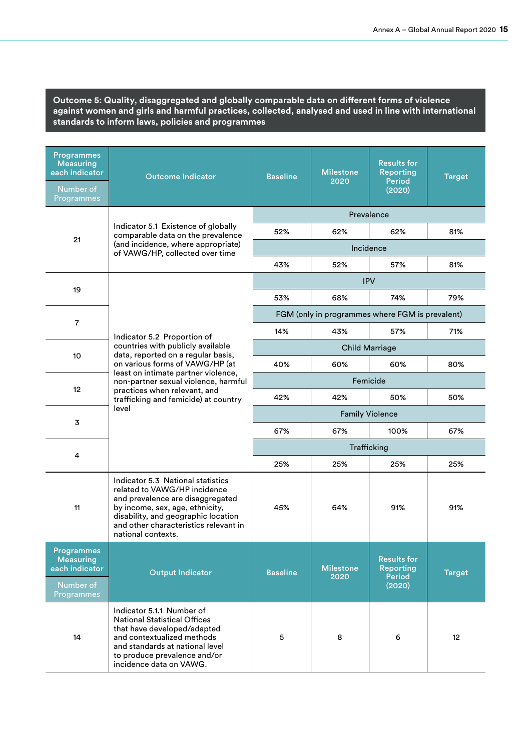**Outcome 5: Quality, disaggregated and globally comparable data on different forms of violence against women and girls and harmful practices, collected, analysed and used in line with international standards to inform laws, policies and programmes**

| Programmes Measuring each indicator – Number of Programmes | Outcome Indicator | Baseline | Milestone 2020 | Results for Reporting Period (2020) | Target |
|---|---|---|---|---|---|
| 21 | Indicator 5.1 Existence of globally comparable data on the prevalence (and incidence, where appropriate) of VAWG/HP, collected over time | Prevalence | | | |
| | | 52% | 62% | 62% | 81% |
| | | Incidence | | | |
| | | 43% | 52% | 57% | 81% |
| 19 | Indicator 5.2 Proportion of countries with publicly available data, reported on a regular basis, on various forms of VAWG/HP (at least on intimate partner violence, non-partner sexual violence, harmful practices when relevant, and trafficking and femicide) at country level | IPV | | | |
| | | 53% | 68% | 74% | 79% |
| 7 | | FGM (only in programmes where FGM is prevalent) | | | |
| | | 14% | 43% | 57% | 71% |
| 10 | | Child Marriage | | | |
| | | 40% | 60% | 60% | 80% |
| 12 | | Femicide | | | |
| | | 42% | 42% | 50% | 50% |
| 3 | | Family Violence | | | |
| | | 67% | 67% | 100% | 67% |
| 4 | | Trafficking | | | |
| | | 25% | 25% | 25% | 25% |
| 11 | Indicator 5.3 National statistics related to VAWG/HP incidence and prevalence are disaggregated by income, sex, age, ethnicity, disability, and geographic location and other characteristics relevant in national contexts. | 45% | 64% | 91% | 91% |

| Programmes Measuring each indicator – Number of Programmes | Output Indicator | Baseline | Milestone 2020 | Results for Reporting Period (2020) | Target |
|---|---|---|---|---|---|
| 14 | Indicator 5.1.1 Number of National Statistical Offices that have developed/adapted and contextualized methods and standards at national level to produce prevalence and/or incidence data on VAWG. | 5 | 8 | 6 | 12 |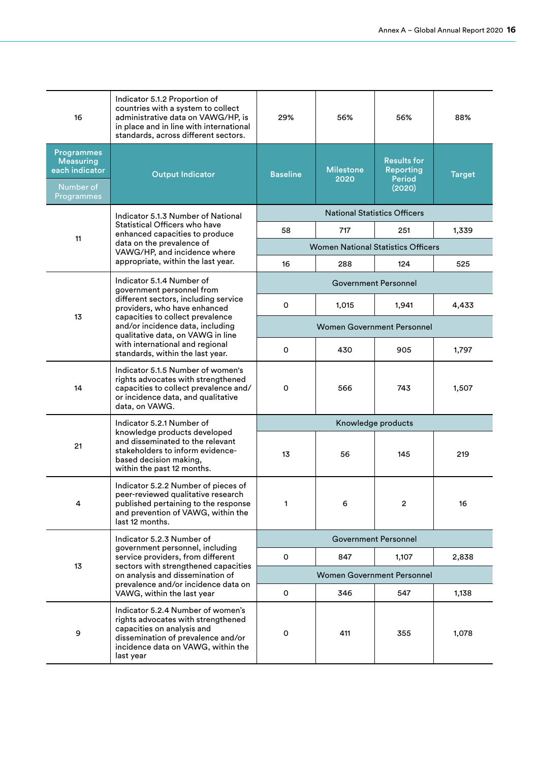| 16 | Indicator 5.1.2 Proportion of countries with a system to collect administrative data on VAWG/HP, is in place and in line with international standards, across different sectors. | 29% | 56% | 56% | 88% |
|---|---|---|---|---|---|
| **Programmes Measuring each indicator**<br>Number of Programmes | **Output Indicator** | **Baseline** | **Milestone 2020** | **Results for Reporting Period (2020)** | **Target** |
| 11 | Indicator 5.1.3 Number of National Statistical Officers who have enhanced capacities to produce data on the prevalence of VAWG/HP, and incidence where appropriate, within the last year. | National Statistics Officers | | | |
| | | 58 | 717 | 251 | 1,339 |
| | | Women National Statistics Officers | | | |
| | | 16 | 288 | 124 | 525 |
| 13 | Indicator 5.1.4 Number of government personnel from different sectors, including service providers, who have enhanced capacities to collect prevalence and/or incidence data, including qualitative data, on VAWG in line with international and regional standards, within the last year. | Government Personnel | | | |
| | | 0 | 1,015 | 1,941 | 4,433 |
| | | Women Government Personnel | | | |
| | | 0 | 430 | 905 | 1,797 |
| 14 | Indicator 5.1.5 Number of women's rights advocates with strengthened capacities to collect prevalence and/or incidence data, and qualitative data, on VAWG. | 0 | 566 | 743 | 1,507 |
| 21 | Indicator 5.2.1 Number of knowledge products developed and disseminated to the relevant stakeholders to inform evidence-based decision making, within the past 12 months. | Knowledge products | | | |
| | | 13 | 56 | 145 | 219 |
| 4 | Indicator 5.2.2 Number of pieces of peer-reviewed qualitative research published pertaining to the response and prevention of VAWG, within the last 12 months. | 1 | 6 | 2 | 16 |
| 13 | Indicator 5.2.3 Number of government personnel, including service providers, from different sectors with strengthened capacities on analysis and dissemination of prevalence and/or incidence data on VAWG, within the last year | Government Personnel | | | |
| | | 0 | 847 | 1,107 | 2,838 |
| | | Women Government Personnel | | | |
| | | 0 | 346 | 547 | 1,138 |
| 9 | Indicator 5.2.4 Number of women's rights advocates with strengthened capacities on analysis and dissemination of prevalence and/or incidence data on VAWG, within the last year | 0 | 411 | 355 | 1,078 |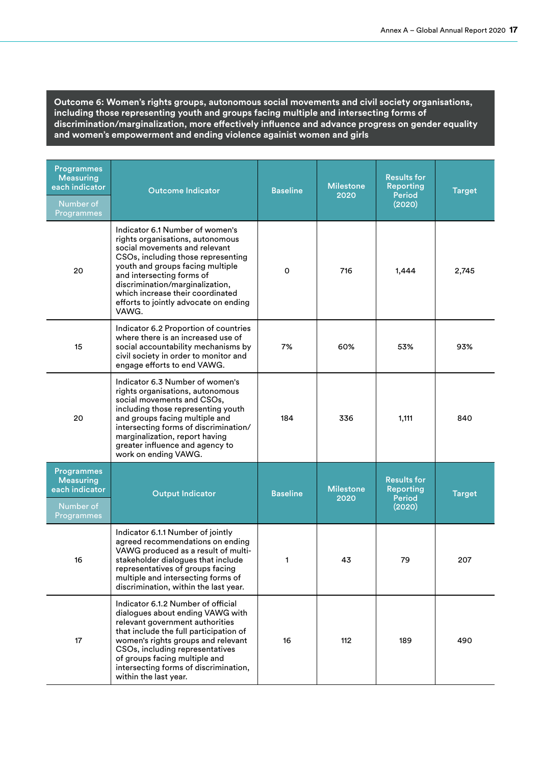**Outcome 6: Women's rights groups, autonomous social movements and civil society organisations, including those representing youth and groups facing multiple and intersecting forms of discrimination/marginalization, more effectively influence and advance progress on gender equality and women's empowerment and ending violence against women and girls**

| Programmes Measuring each indicator<br>Number of Programmes | Outcome Indicator | Baseline | Milestone 2020 | Results for Reporting Period (2020) | Target |
|---|---|---|---|---|---|
| 20 | Indicator 6.1 Number of women's rights organisations, autonomous social movements and relevant CSOs, including those representing youth and groups facing multiple and intersecting forms of discrimination/marginalization, which increase their coordinated efforts to jointly advocate on ending VAWG. | 0 | 716 | 1,444 | 2,745 |
| 15 | Indicator 6.2 Proportion of countries where there is an increased use of social accountability mechanisms by civil society in order to monitor and engage efforts to end VAWG. | 7% | 60% | 53% | 93% |
| 20 | Indicator 6.3 Number of women's rights organisations, autonomous social movements and CSOs, including those representing youth and groups facing multiple and intersecting forms of discrimination/ marginalization, report having greater influence and agency to work on ending VAWG. | 184 | 336 | 1,111 | 840 |

| Programmes Measuring each indicator<br>Number of Programmes | Output Indicator | Baseline | Milestone 2020 | Results for Reporting Period (2020) | Target |
|---|---|---|---|---|---|
| 16 | Indicator 6.1.1 Number of jointly agreed recommendations on ending VAWG produced as a result of multi-stakeholder dialogues that include representatives of groups facing multiple and intersecting forms of discrimination, within the last year. | 1 | 43 | 79 | 207 |
| 17 | Indicator 6.1.2 Number of official dialogues about ending VAWG with relevant government authorities that include the full participation of women's rights groups and relevant CSOs, including representatives of groups facing multiple and intersecting forms of discrimination, within the last year. | 16 | 112 | 189 | 490 |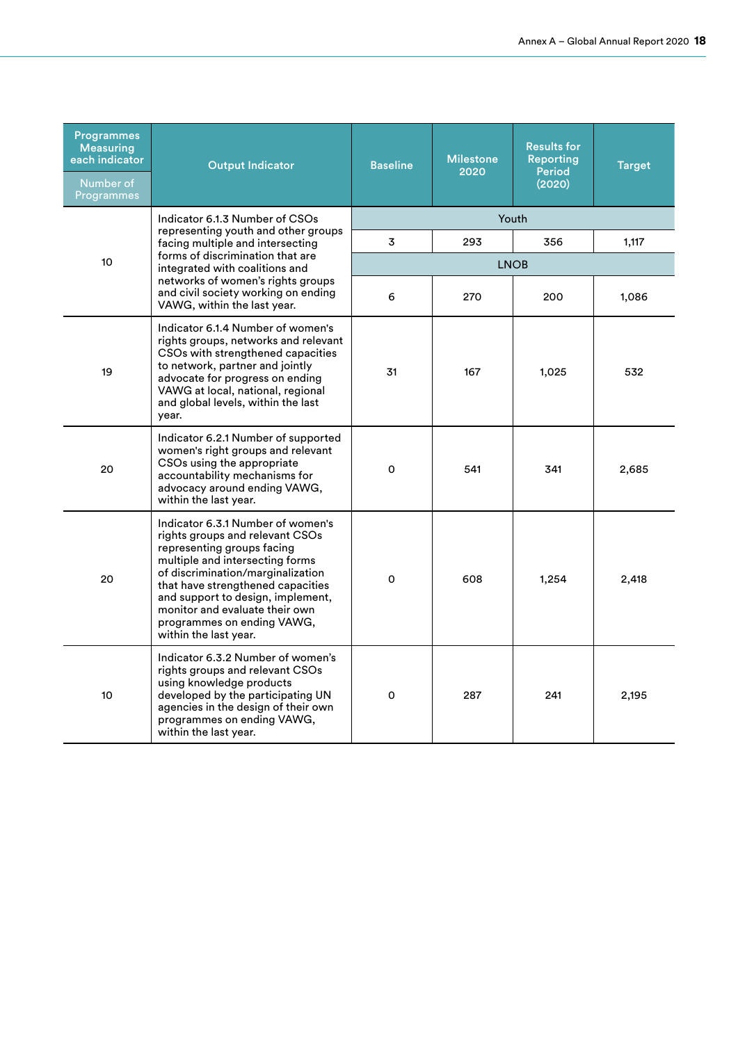| Programmes Measuring each indicator<br>Number of Programmes | Output Indicator | Baseline | Milestone 2020 | Results for Reporting Period (2020) | Target |
|---|---|---|---|---|---|
| 10 | Indicator 6.1.3 Number of CSOs representing youth and other groups facing multiple and intersecting forms of discrimination that are integrated with coalitions and networks of women's rights groups and civil society working on ending VAWG, within the last year. | Youth | | | |
| | | 3 | 293 | 356 | 1,117 |
| | | LNOB | | | |
| | | 6 | 270 | 200 | 1,086 |
| 19 | Indicator 6.1.4 Number of women's rights groups, networks and relevant CSOs with strengthened capacities to network, partner and jointly advocate for progress on ending VAWG at local, national, regional and global levels, within the last year. | 31 | 167 | 1,025 | 532 |
| 20 | Indicator 6.2.1 Number of supported women's right groups and relevant CSOs using the appropriate accountability mechanisms for advocacy around ending VAWG, within the last year. | 0 | 541 | 341 | 2,685 |
| 20 | Indicator 6.3.1 Number of women's rights groups and relevant CSOs representing groups facing multiple and intersecting forms of discrimination/marginalization that have strengthened capacities and support to design, implement, monitor and evaluate their own programmes on ending VAWG, within the last year. | 0 | 608 | 1,254 | 2,418 |
| 10 | Indicator 6.3.2 Number of women's rights groups and relevant CSOs using knowledge products developed by the participating UN agencies in the design of their own programmes on ending VAWG, within the last year. | 0 | 287 | 241 | 2,195 |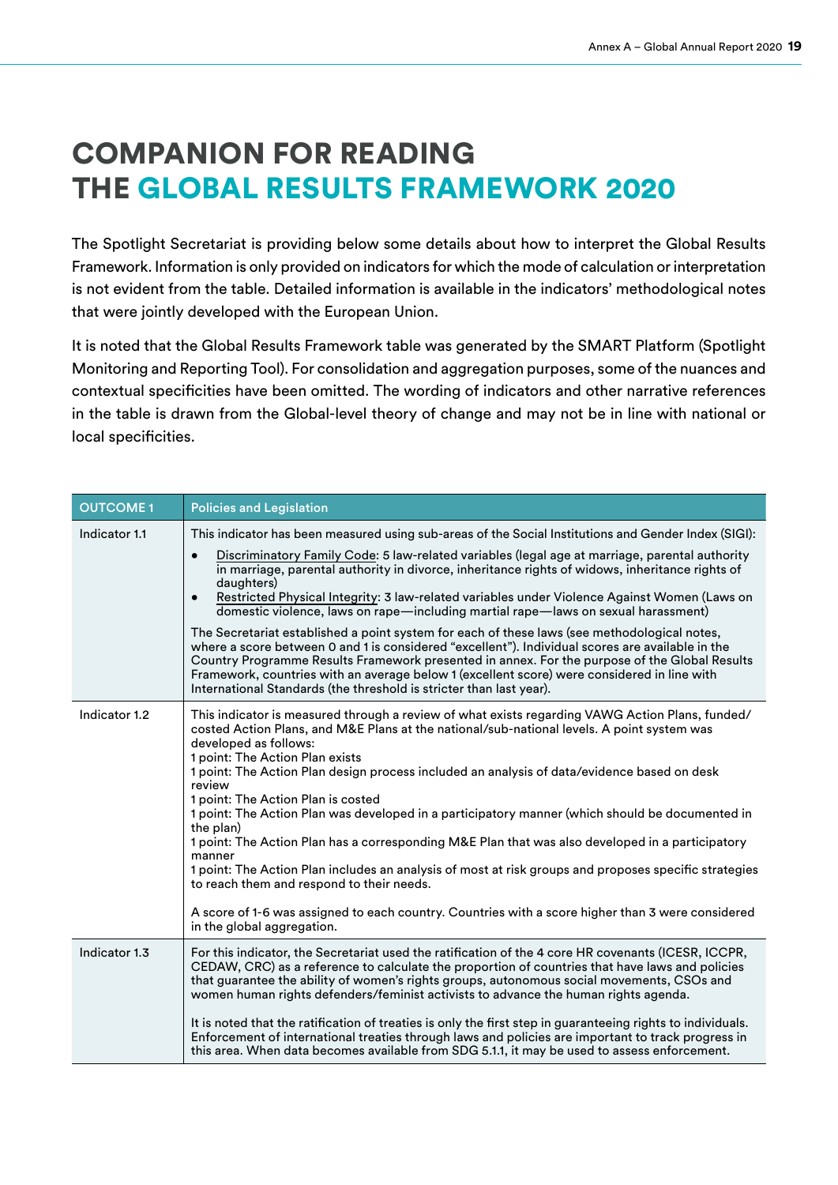# COMPANION FOR READING THE GLOBAL RESULTS FRAMEWORK 2020

The Spotlight Secretariat is providing below some details about how to interpret the Global Results Framework. Information is only provided on indicators for which the mode of calculation or interpretation is not evident from the table. Detailed information is available in the indicators' methodological notes that were jointly developed with the European Union.

It is noted that the Global Results Framework table was generated by the SMART Platform (Spotlight Monitoring and Reporting Tool). For consolidation and aggregation purposes, some of the nuances and contextual specificities have been omitted. The wording of indicators and other narrative references in the table is drawn from the Global-level theory of change and may not be in line with national or local specificities.

| OUTCOME 1 | Policies and Legislation |
|---|---|
| Indicator 1.1 | This indicator has been measured using sub-areas of the Social Institutions and Gender Index (SIGI):<br>• Discriminatory Family Code: 5 law-related variables (legal age at marriage, parental authority in marriage, parental authority in divorce, inheritance rights of widows, inheritance rights of daughters)<br>• Restricted Physical Integrity: 3 law-related variables under Violence Against Women (Laws on domestic violence, laws on rape—including martial rape—laws on sexual harassment)<br><br>The Secretariat established a point system for each of these laws (see methodological notes, where a score between 0 and 1 is considered "excellent"). Individual scores are available in the Country Programme Results Framework presented in annex. For the purpose of the Global Results Framework, countries with an average below 1 (excellent score) were considered in line with International Standards (the threshold is stricter than last year). |
| Indicator 1.2 | This indicator is measured through a review of what exists regarding VAWG Action Plans, funded/costed Action Plans, and M&E Plans at the national/sub-national levels. A point system was developed as follows:<br>1 point: The Action Plan exists<br>1 point: The Action Plan design process included an analysis of data/evidence based on desk review<br>1 point: The Action Plan is costed<br>1 point: The Action Plan was developed in a participatory manner (which should be documented in the plan)<br>1 point: The Action Plan has a corresponding M&E Plan that was also developed in a participatory manner<br>1 point: The Action Plan includes an analysis of most at risk groups and proposes specific strategies to reach them and respond to their needs.<br><br>A score of 1-6 was assigned to each country. Countries with a score higher than 3 were considered in the global aggregation. |
| Indicator 1.3 | For this indicator, the Secretariat used the ratification of the 4 core HR covenants (ICESR, ICCPR, CEDAW, CRC) as a reference to calculate the proportion of countries that have laws and policies that guarantee the ability of women's rights groups, autonomous social movements, CSOs and women human rights defenders/feminist activists to advance the human rights agenda.<br><br>It is noted that the ratification of treaties is only the first step in guaranteeing rights to individuals. Enforcement of international treaties through laws and policies are important to track progress in this area. When data becomes available from SDG 5.1.1, it may be used to assess enforcement. |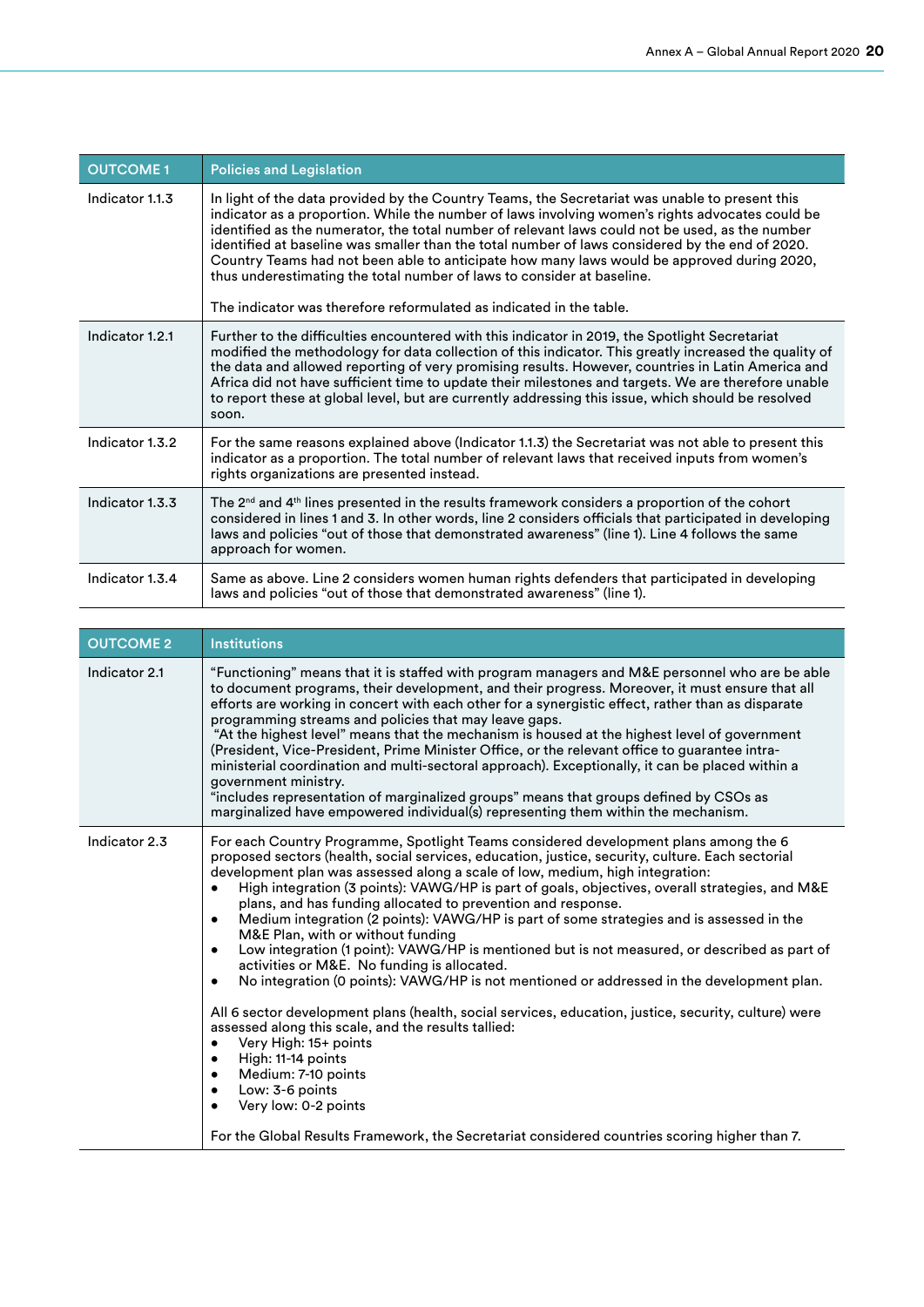| OUTCOME 1 | Policies and Legislation |
|---|---|
| Indicator 1.1.3 | In light of the data provided by the Country Teams, the Secretariat was unable to present this indicator as a proportion. While the number of laws involving women's rights advocates could be identified as the numerator, the total number of relevant laws could not be used, as the number identified at baseline was smaller than the total number of laws considered by the end of 2020. Country Teams had not been able to anticipate how many laws would be approved during 2020, thus underestimating the total number of laws to consider at baseline.<br><br>The indicator was therefore reformulated as indicated in the table. |
| Indicator 1.2.1 | Further to the difficulties encountered with this indicator in 2019, the Spotlight Secretariat modified the methodology for data collection of this indicator. This greatly increased the quality of the data and allowed reporting of very promising results. However, countries in Latin America and Africa did not have sufficient time to update their milestones and targets. We are therefore unable to report these at global level, but are currently addressing this issue, which should be resolved soon. |
| Indicator 1.3.2 | For the same reasons explained above (Indicator 1.1.3) the Secretariat was not able to present this indicator as a proportion. The total number of relevant laws that received inputs from women's rights organizations are presented instead. |
| Indicator 1.3.3 | The 2nd and 4th lines presented in the results framework considers a proportion of the cohort considered in lines 1 and 3. In other words, line 2 considers officials that participated in developing laws and policies "out of those that demonstrated awareness" (line 1). Line 4 follows the same approach for women. |
| Indicator 1.3.4 | Same as above. Line 2 considers women human rights defenders that participated in developing laws and policies "out of those that demonstrated awareness" (line 1). |

| OUTCOME 2 | Institutions |
|---|---|
| Indicator 2.1 | "Functioning" means that it is staffed with program managers and M&E personnel who are be able to document programs, their development, and their progress. Moreover, it must ensure that all efforts are working in concert with each other for a synergistic effect, rather than as disparate programming streams and policies that may leave gaps.<br>"At the highest level" means that the mechanism is housed at the highest level of government (President, Vice-President, Prime Minister Office, or the relevant office to guarantee intra-ministerial coordination and multi-sectoral approach). Exceptionally, it can be placed within a government ministry.<br>"includes representation of marginalized groups" means that groups defined by CSOs as marginalized have empowered individual(s) representing them within the mechanism. |
| Indicator 2.3 | For each Country Programme, Spotlight Teams considered development plans among the 6 proposed sectors (health, social services, education, justice, security, culture). Each sectorial development plan was assessed along a scale of low, medium, high integration:<br>• High integration (3 points): VAWG/HP is part of goals, objectives, overall strategies, and M&E plans, and has funding allocated to prevention and response.<br>• Medium integration (2 points): VAWG/HP is part of some strategies and is assessed in the M&E Plan, with or without funding<br>• Low integration (1 point): VAWG/HP is mentioned but is not measured, or described as part of activities or M&E. No funding is allocated.<br>• No integration (0 points): VAWG/HP is not mentioned or addressed in the development plan.<br><br>All 6 sector development plans (health, social services, education, justice, security, culture) were assessed along this scale, and the results tallied:<br>• Very High: 15+ points<br>• High: 11-14 points<br>• Medium: 7-10 points<br>• Low: 3-6 points<br>• Very low: 0-2 points<br><br>For the Global Results Framework, the Secretariat considered countries scoring higher than 7. |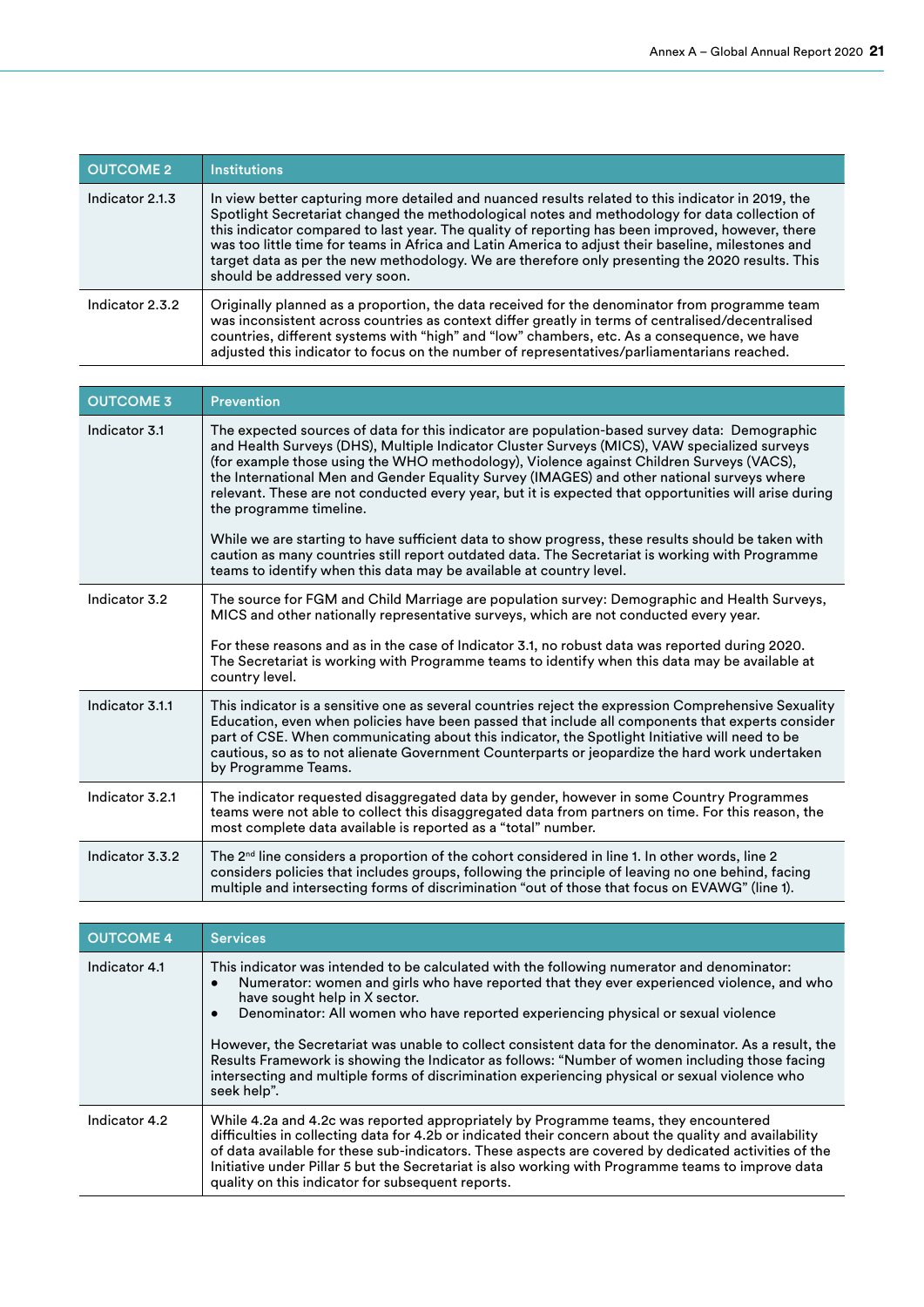| OUTCOME 2 | Institutions |
|---|---|
| Indicator 2.1.3 | In view better capturing more detailed and nuanced results related to this indicator in 2019, the Spotlight Secretariat changed the methodological notes and methodology for data collection of this indicator compared to last year. The quality of reporting has been improved, however, there was too little time for teams in Africa and Latin America to adjust their baseline, milestones and target data as per the new methodology. We are therefore only presenting the 2020 results. This should be addressed very soon. |
| Indicator 2.3.2 | Originally planned as a proportion, the data received for the denominator from programme team was inconsistent across countries as context differ greatly in terms of centralised/decentralised countries, different systems with "high" and "low" chambers, etc. As a consequence, we have adjusted this indicator to focus on the number of representatives/parliamentarians reached. |

| OUTCOME 3 | Prevention |
|---|---|
| Indicator 3.1 | The expected sources of data for this indicator are population-based survey data: Demographic and Health Surveys (DHS), Multiple Indicator Cluster Surveys (MICS), VAW specialized surveys (for example those using the WHO methodology), Violence against Children Surveys (VACS), the International Men and Gender Equality Survey (IMAGES) and other national surveys where relevant. These are not conducted every year, but it is expected that opportunities will arise during the programme timeline.<br><br>While we are starting to have sufficient data to show progress, these results should be taken with caution as many countries still report outdated data. The Secretariat is working with Programme teams to identify when this data may be available at country level. |
| Indicator 3.2 | The source for FGM and Child Marriage are population survey: Demographic and Health Surveys, MICS and other nationally representative surveys, which are not conducted every year.<br><br>For these reasons and as in the case of Indicator 3.1, no robust data was reported during 2020. The Secretariat is working with Programme teams to identify when this data may be available at country level. |
| Indicator 3.1.1 | This indicator is a sensitive one as several countries reject the expression Comprehensive Sexuality Education, even when policies have been passed that include all components that experts consider part of CSE. When communicating about this indicator, the Spotlight Initiative will need to be cautious, so as to not alienate Government Counterparts or jeopardize the hard work undertaken by Programme Teams. |
| Indicator 3.2.1 | The indicator requested disaggregated data by gender, however in some Country Programmes teams were not able to collect this disaggregated data from partners on time. For this reason, the most complete data available is reported as a "total" number. |
| Indicator 3.3.2 | The 2nd line considers a proportion of the cohort considered in line 1. In other words, line 2 considers policies that includes groups, following the principle of leaving no one behind, facing multiple and intersecting forms of discrimination "out of those that focus on EVAWG" (line 1). |

| OUTCOME 4 | Services |
|---|---|
| Indicator 4.1 | This indicator was intended to be calculated with the following numerator and denominator:<br>• Numerator: women and girls who have reported that they ever experienced violence, and who have sought help in X sector.<br>• Denominator: All women who have reported experiencing physical or sexual violence<br><br>However, the Secretariat was unable to collect consistent data for the denominator. As a result, the Results Framework is showing the Indicator as follows: "Number of women including those facing intersecting and multiple forms of discrimination experiencing physical or sexual violence who seek help". |
| Indicator 4.2 | While 4.2a and 4.2c was reported appropriately by Programme teams, they encountered difficulties in collecting data for 4.2b or indicated their concern about the quality and availability of data available for these sub-indicators. These aspects are covered by dedicated activities of the Initiative under Pillar 5 but the Secretariat is also working with Programme teams to improve data quality on this indicator for subsequent reports. |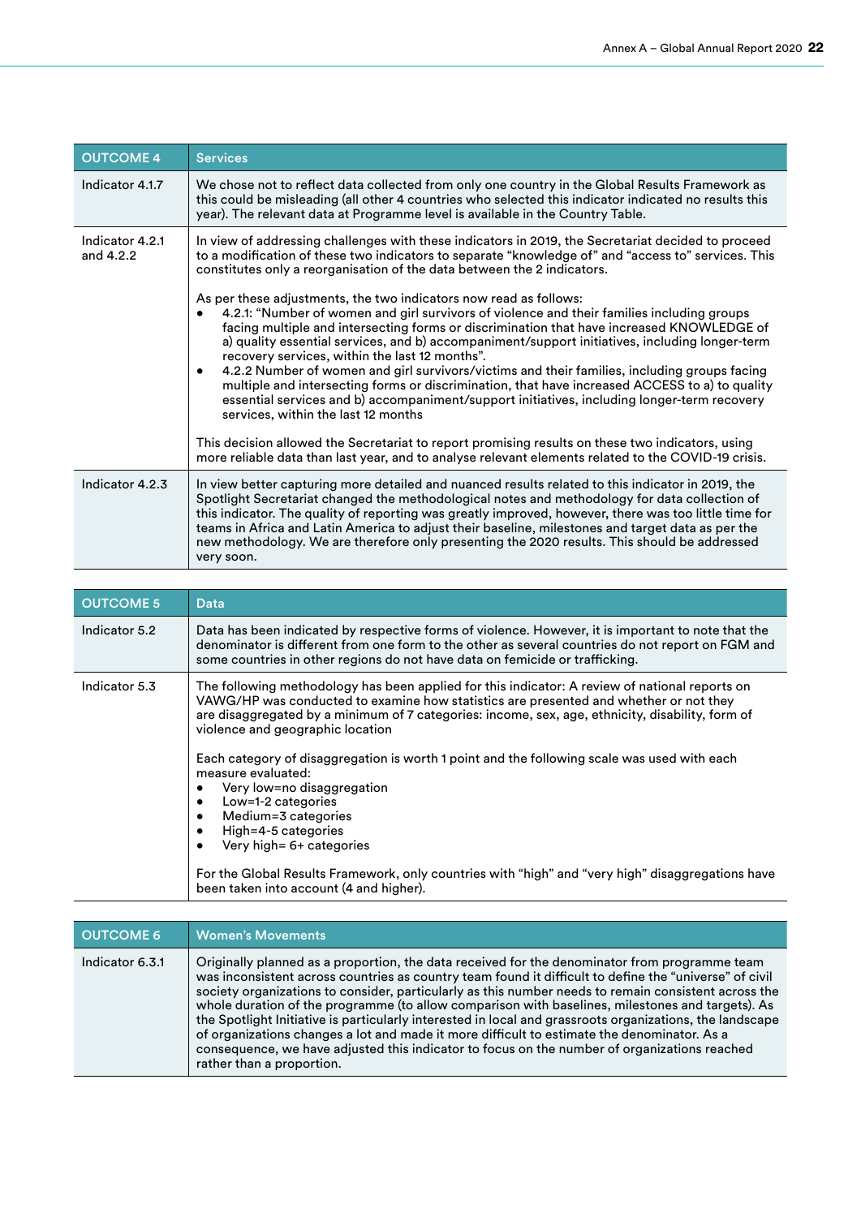| OUTCOME 4 | Services |
|---|---|
| Indicator 4.1.7 | We chose not to reflect data collected from only one country in the Global Results Framework as this could be misleading (all other 4 countries who selected this indicator indicated no results this year). The relevant data at Programme level is available in the Country Table. |
| Indicator 4.2.1 and 4.2.2 | In view of addressing challenges with these indicators in 2019, the Secretariat decided to proceed to a modification of these two indicators to separate "knowledge of" and "access to" services. This constitutes only a reorganisation of the data between the 2 indicators.<br><br>As per these adjustments, the two indicators now read as follows:<br>• 4.2.1: "Number of women and girl survivors of violence and their families including groups facing multiple and intersecting forms or discrimination that have increased KNOWLEDGE of a) quality essential services, and b) accompaniment/support initiatives, including longer-term recovery services, within the last 12 months".<br>• 4.2.2 Number of women and girl survivors/victims and their families, including groups facing multiple and intersecting forms or discrimination, that have increased ACCESS to a) to quality essential services and b) accompaniment/support initiatives, including longer-term recovery services, within the last 12 months<br><br>This decision allowed the Secretariat to report promising results on these two indicators, using more reliable data than last year, and to analyse relevant elements related to the COVID-19 crisis. |
| Indicator 4.2.3 | In view better capturing more detailed and nuanced results related to this indicator in 2019, the Spotlight Secretariat changed the methodological notes and methodology for data collection of this indicator. The quality of reporting was greatly improved, however, there was too little time for teams in Africa and Latin America to adjust their baseline, milestones and target data as per the new methodology. We are therefore only presenting the 2020 results. This should be addressed very soon. |

| OUTCOME 5 | Data |
|---|---|
| Indicator 5.2 | Data has been indicated by respective forms of violence. However, it is important to note that the denominator is different from one form to the other as several countries do not report on FGM and some countries in other regions do not have data on femicide or trafficking. |
| Indicator 5.3 | The following methodology has been applied for this indicator: A review of national reports on VAWG/HP was conducted to examine how statistics are presented and whether or not they are disaggregated by a minimum of 7 categories: income, sex, age, ethnicity, disability, form of violence and geographic location<br><br>Each category of disaggregation is worth 1 point and the following scale was used with each measure evaluated:<br>• Very low=no disaggregation<br>• Low=1-2 categories<br>• Medium=3 categories<br>• High=4-5 categories<br>• Very high= 6+ categories<br><br>For the Global Results Framework, only countries with "high" and "very high" disaggregations have been taken into account (4 and higher). |

| OUTCOME 6 | Women's Movements |
|---|---|
| Indicator 6.3.1 | Originally planned as a proportion, the data received for the denominator from programme team was inconsistent across countries as country team found it difficult to define the "universe" of civil society organizations to consider, particularly as this number needs to remain consistent across the whole duration of the programme (to allow comparison with baselines, milestones and targets). As the Spotlight Initiative is particularly interested in local and grassroots organizations, the landscape of organizations changes a lot and made it more difficult to estimate the denominator. As a consequence, we have adjusted this indicator to focus on the number of organizations reached rather than a proportion. |